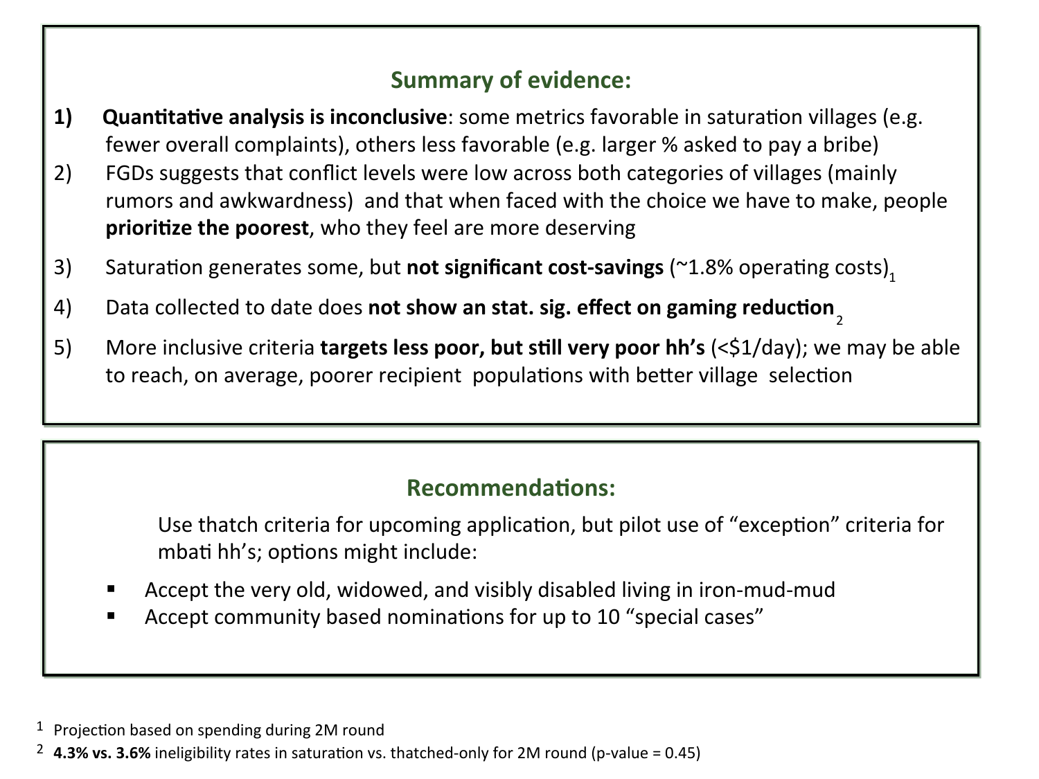## Summary of evidence:

1) **Quantitative analysis is inconclusive**: some metrics favorable in saturation villages (e.g. fewer overall complaints), others less favorable (e.g. larger % asked to pay a bribe)
2) FGDs suggests that conflict levels were low across both categories of villages (mainly rumors and awkwardness) and that when faced with the choice we have to make, people **prioritize the poorest**, who they feel are more deserving
3) Saturation generates some, but **not significant cost-savings** (~1.8% operating costs)[1]
4) Data collected to date does **not show an stat. sig. effect on gaming reduction**[2]
5) More inclusive criteria **targets less poor, but still very poor hh's** (<$1/day); we may be able to reach, on average, poorer recipient populations with better village selection

## Recommendations:

Use thatch criteria for upcoming application, but pilot use of "exception" criteria for mbati hh's; options might include:

- Accept the very old, widowed, and visibly disabled living in iron-mud-mud
- Accept community based nominations for up to 10 "special cases"

---

[1] Projection based on spending during 2M round

[2] **4.3% vs. 3.6%** ineligibility rates in saturation vs. thatched-only for 2M round (p-value = 0.45)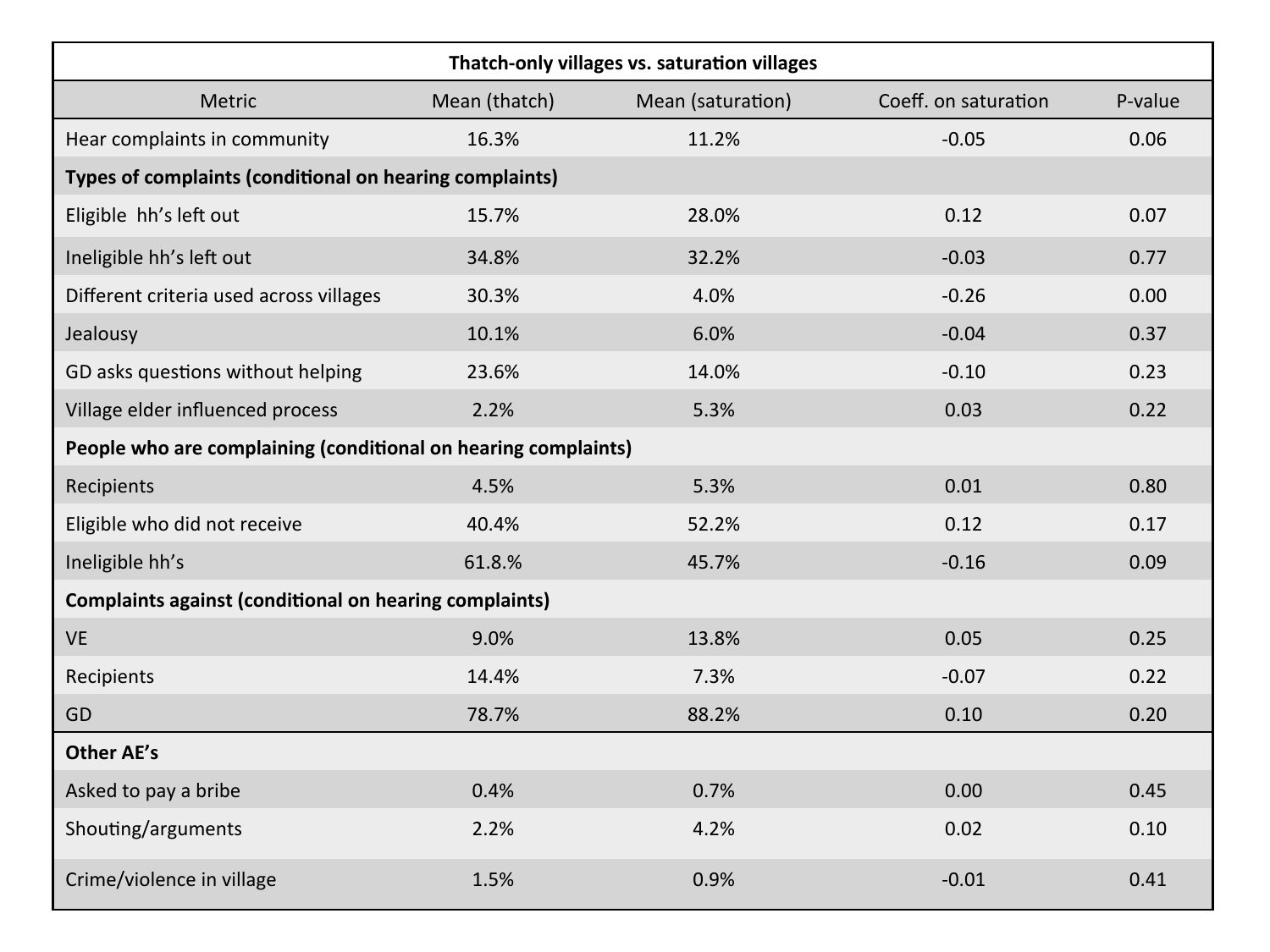| Thatch-only villages vs. saturation villages | | | | |
|---|---|---|---|---|
| Metric | Mean (thatch) | Mean (saturation) | Coeff. on saturation | P-value |
| Hear complaints in community | 16.3% | 11.2% | -0.05 | 0.06 |
| **Types of complaints (conditional on hearing complaints)** | | | | |
| Eligible hh's left out | 15.7% | 28.0% | 0.12 | 0.07 |
| Ineligible hh's left out | 34.8% | 32.2% | -0.03 | 0.77 |
| Different criteria used across villages | 30.3% | 4.0% | -0.26 | 0.00 |
| Jealousy | 10.1% | 6.0% | -0.04 | 0.37 |
| GD asks questions without helping | 23.6% | 14.0% | -0.10 | 0.23 |
| Village elder influenced process | 2.2% | 5.3% | 0.03 | 0.22 |
| **People who are complaining (conditional on hearing complaints)** | | | | |
| Recipients | 4.5% | 5.3% | 0.01 | 0.80 |
| Eligible who did not receive | 40.4% | 52.2% | 0.12 | 0.17 |
| Ineligible hh's | 61.8% | 45.7% | -0.16 | 0.09 |
| **Complaints against (conditional on hearing complaints)** | | | | |
| VE | 9.0% | 13.8% | 0.05 | 0.25 |
| Recipients | 14.4% | 7.3% | -0.07 | 0.22 |
| GD | 78.7% | 88.2% | 0.10 | 0.20 |
| **Other AE's** | | | | |
| Asked to pay a bribe | 0.4% | 0.7% | 0.00 | 0.45 |
| Shouting/arguments | 2.2% | 4.2% | 0.02 | 0.10 |
| Crime/violence in village | 1.5% | 0.9% | -0.01 | 0.41 |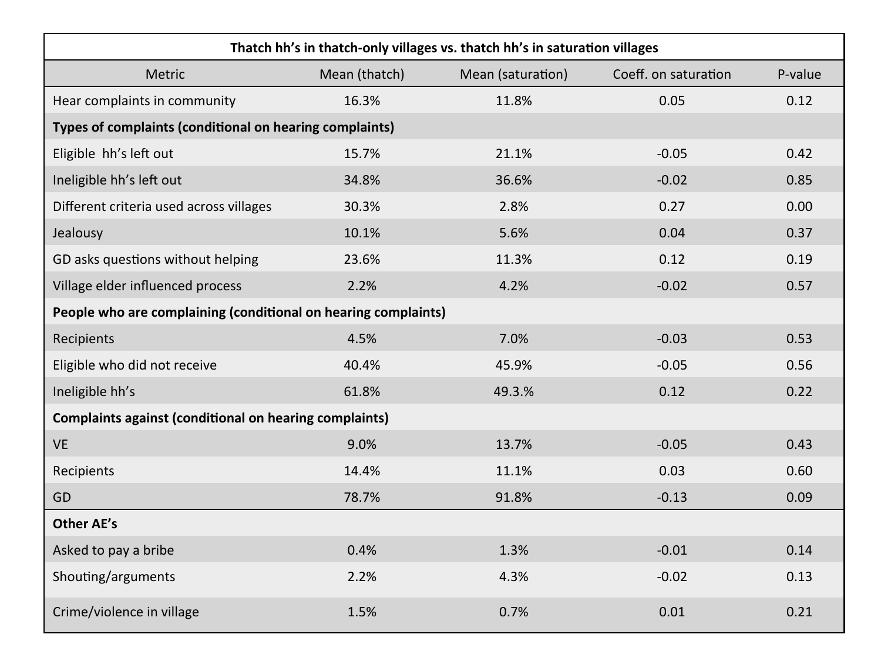| Thatch hh's in thatch-only villages vs. thatch hh's in saturation villages | | | | |
|---|---|---|---|---|
| Metric | Mean (thatch) | Mean (saturation) | Coeff. on saturation | P-value |
| Hear complaints in community | 16.3% | 11.8% | 0.05 | 0.12 |
| **Types of complaints (conditional on hearing complaints)** | | | | |
| Eligible  hh's left out | 15.7% | 21.1% | -0.05 | 0.42 |
| Ineligible hh's left out | 34.8% | 36.6% | -0.02 | 0.85 |
| Different criteria used across villages | 30.3% | 2.8% | 0.27 | 0.00 |
| Jealousy | 10.1% | 5.6% | 0.04 | 0.37 |
| GD asks questions without helping | 23.6% | 11.3% | 0.12 | 0.19 |
| Village elder influenced process | 2.2% | 4.2% | -0.02 | 0.57 |
| **People who are complaining (conditional on hearing complaints)** | | | | |
| Recipients | 4.5% | 7.0% | -0.03 | 0.53 |
| Eligible who did not receive | 40.4% | 45.9% | -0.05 | 0.56 |
| Ineligible hh's | 61.8% | 49.3.% | 0.12 | 0.22 |
| **Complaints against (conditional on hearing complaints)** | | | | |
| VE | 9.0% | 13.7% | -0.05 | 0.43 |
| Recipients | 14.4% | 11.1% | 0.03 | 0.60 |
| GD | 78.7% | 91.8% | -0.13 | 0.09 |
| **Other AE's** | | | | |
| Asked to pay a bribe | 0.4% | 1.3% | -0.01 | 0.14 |
| Shouting/arguments | 2.2% | 4.3% | -0.02 | 0.13 |
| Crime/violence in village | 1.5% | 0.7% | 0.01 | 0.21 |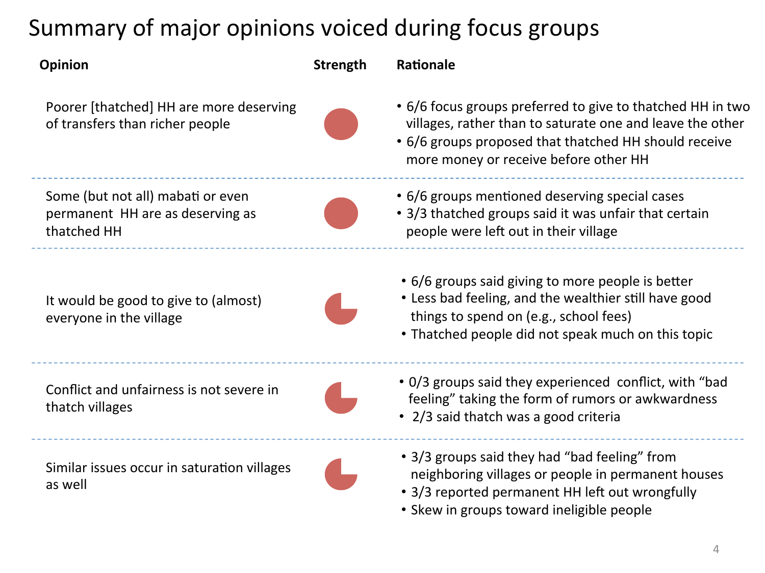# Summary of major opinions voiced during focus groups

| Opinion | Strength | Rationale |
| --- | --- | --- |
| Poorer [thatched] HH are more deserving of transfers than richer people | Full | • 6/6 focus groups preferred to give to thatched HH in two villages, rather than to saturate one and leave the other<br>• 6/6 groups proposed that thatched HH should receive more money or receive before other HH |
| Some (but not all) mabati or even permanent HH are as deserving as thatched HH | Full | • 6/6 groups mentioned deserving special cases<br>• 3/3 thatched groups said it was unfair that certain people were left out in their village |
| It would be good to give to (almost) everyone in the village | Three-quarters | • 6/6 groups said giving to more people is better<br>• Less bad feeling, and the wealthier still have good things to spend on (e.g., school fees)<br>• Thatched people did not speak much on this topic |
| Conflict and unfairness is not severe in thatch villages | Three-quarters | • 0/3 groups said they experienced conflict, with "bad feeling" taking the form of rumors or awkwardness<br>• 2/3 said thatch was a good criteria |
| Similar issues occur in saturation villages as well | Three-quarters | • 3/3 groups said they had "bad feeling" from neighboring villages or people in permanent houses<br>• 3/3 reported permanent HH left out wrongfully<br>• Skew in groups toward ineligible people |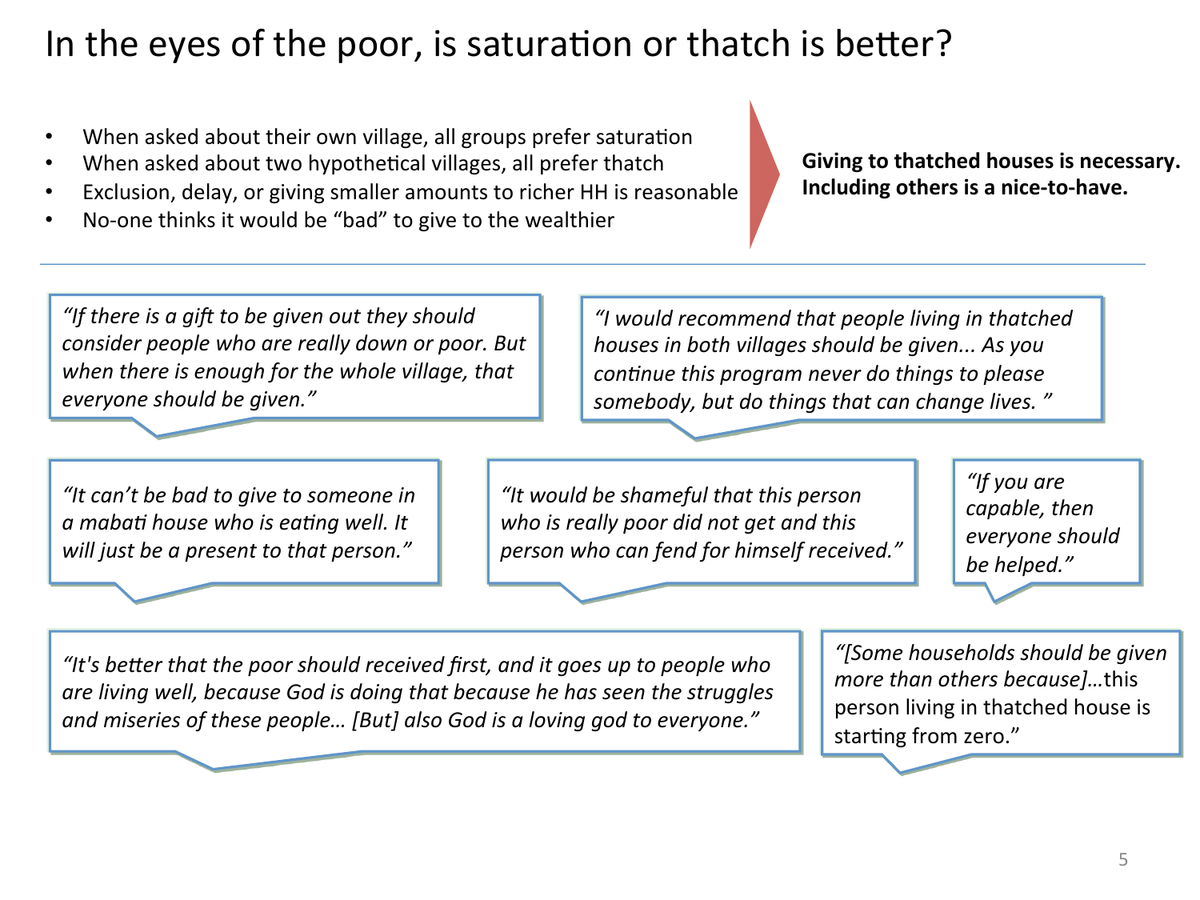# In the eyes of the poor, is saturation or thatch is better?

- When asked about their own village, all groups prefer saturation
- When asked about two hypothetical villages, all prefer thatch
- Exclusion, delay, or giving smaller amounts to richer HH is reasonable
- No-one thinks it would be "bad" to give to the wealthier

**Giving to thatched houses is necessary. Including others is a nice-to-have.**

---

*"If there is a gift to be given out they should consider people who are really down or poor. But when there is enough for the whole village, that everyone should be given."*

*"I would recommend that people living in thatched houses in both villages should be given... As you continue this program never do things to please somebody, but do things that can change lives. "*

*"It can't be bad to give to someone in a mabati house who is eating well. It will just be a present to that person."*

*"It would be shameful that this person who is really poor did not get and this person who can fend for himself received."*

*"If you are capable, then everyone should be helped."*

*"It's better that the poor should received first, and it goes up to people who are living well, because God is doing that because he has seen the struggles and miseries of these people… [But] also God is a loving god to everyone."*

*"[Some households should be given more than others because]…*this person living in thatched house is starting from zero."